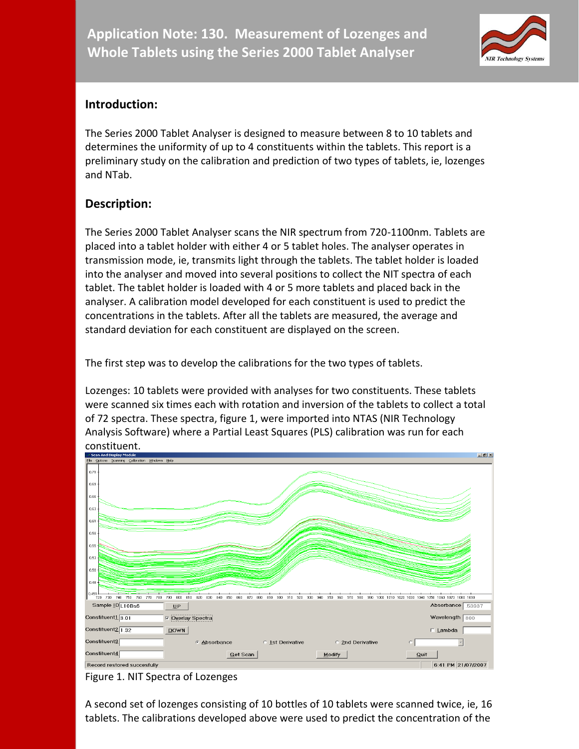# Application Note: 130. Measurement of Lozenges and Whole Tablets using the Series 2000 Tablet Analyser

## Introduction:

The Series 2000 Tablet Analyser is designed to measure between 8 to 10 tablets and determines the uniformity of up to 4 constituents within the tablets. This report is a preliminary study on the calibration and prediction of two types of tablets, ie, lozenges and NTab.

## Description:

The Series 2000 Tablet Analyser scans the NIR spectrum from 720-1100nm. Tablets are placed into a tablet holder with either 4 or 5 tablet holes. The analyser operates in transmission mode, ie, transmits light through the tablets. The tablet holder is loaded into the analyser and moved into several positions to collect the NIT spectra of each tablet. The tablet holder is loaded with 4 or 5 more tablets and placed back in the analyser. A calibration model developed for each constituent is used to predict the concentrations in the tablets. After all the tablets are measured, the average and standard deviation for each constituent are displayed on the screen.

The first step was to develop the calibrations for the two types of tablets.

Lozenges: 10 tablets were provided with analyses for two constituents. These tablets were scanned six times each with rotation and inversion of the tablets to collect a total of 72 spectra. These spectra, figure 1, were imported into NTAS (NIR Technology Analysis Software) where a Partial Least Squares (PLS) calibration was run for each constituent.

Figure 1. NIT Spectra of Lozenges

A second set of lozenges consisting of 10 bottles of 10 tablets were scanned twice, ie, 16 tablets. The calibrations developed above were used to predict the concentration of the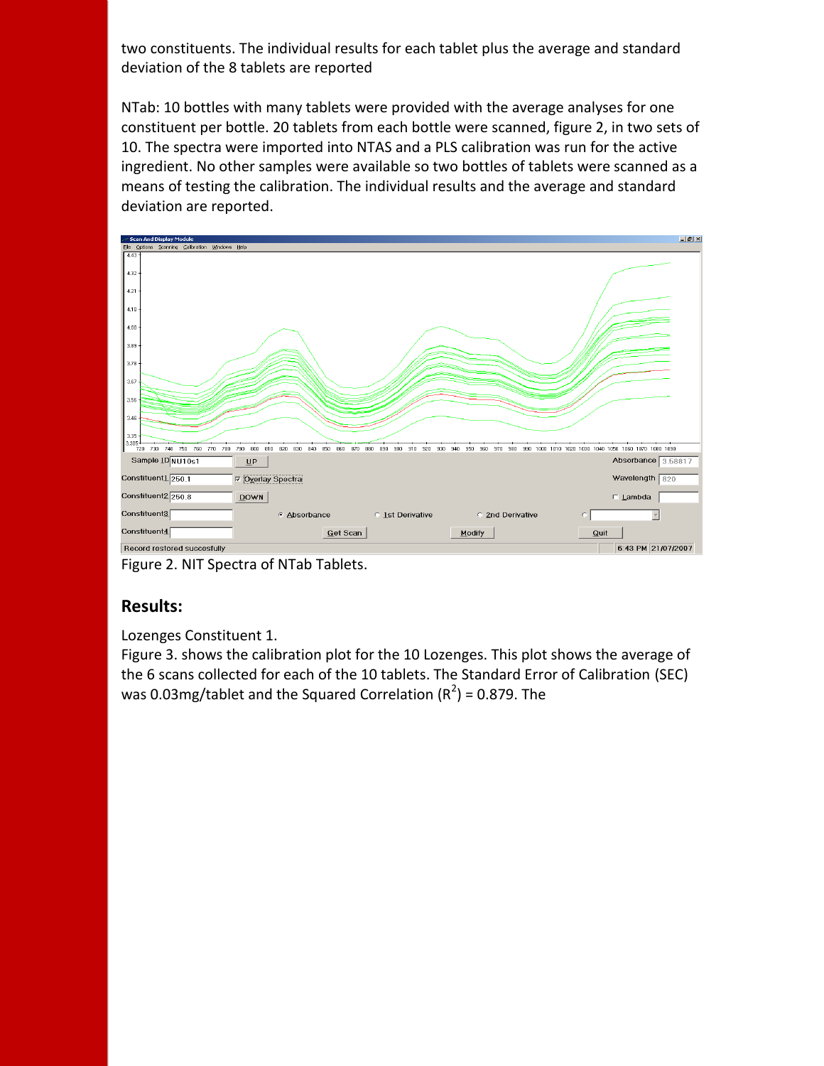two constituents. The individual results for each tablet plus the average and standard deviation of the 8 tablets are reported

NTab: 10 bottles with many tablets were provided with the average analyses for one constituent per bottle. 20 tablets from each bottle were scanned, figure 2, in two sets of 10. The spectra were imported into NTAS and a PLS calibration was run for the active ingredient. No other samples were available so two bottles of tablets were scanned as a means of testing the calibration. The individual results and the average and standard deviation are reported.

Figure 2. NIT Spectra of NTab Tablets.

## Results:

Lozenges Constituent 1.

Figure 3. shows the calibration plot for the 10 Lozenges. This plot shows the average of the 6 scans collected for each of the 10 tablets. The Standard Error of Calibration (SEC) was 0.03mg/tablet and the Squared Correlation ($R^2$) = 0.879. The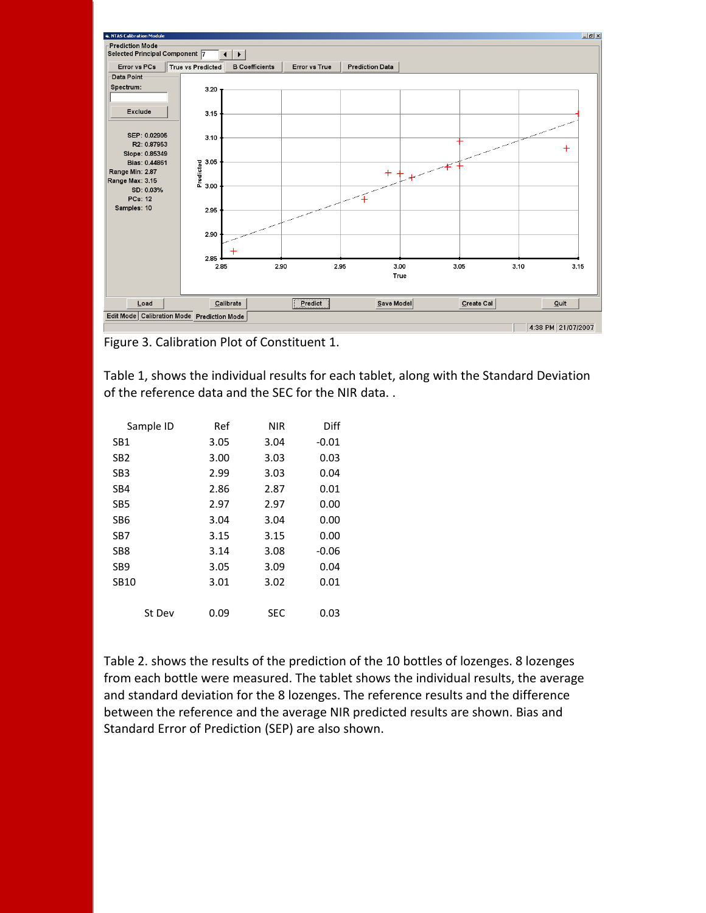Figure 3. Calibration Plot of Constituent 1.

Table 1, shows the individual results for each tablet, along with the Standard Deviation of the reference data and the SEC for the NIR data. .

| Sample ID | Ref | NIR | Diff |
|---|---|---|---|
| SB1 | 3.05 | 3.04 | -0.01 |
| SB2 | 3.00 | 3.03 | 0.03 |
| SB3 | 2.99 | 3.03 | 0.04 |
| SB4 | 2.86 | 2.87 | 0.01 |
| SB5 | 2.97 | 2.97 | 0.00 |
| SB6 | 3.04 | 3.04 | 0.00 |
| SB7 | 3.15 | 3.15 | 0.00 |
| SB8 | 3.14 | 3.08 | -0.06 |
| SB9 | 3.05 | 3.09 | 0.04 |
| SB10 | 3.01 | 3.02 | 0.01 |
| St Dev | 0.09 | SEC | 0.03 |

Table 2. shows the results of the prediction of the 10 bottles of lozenges. 8 lozenges from each bottle were measured. The tablet shows the individual results, the average and standard deviation for the 8 lozenges. The reference results and the difference between the reference and the average NIR predicted results are shown. Bias and Standard Error of Prediction (SEP) are also shown.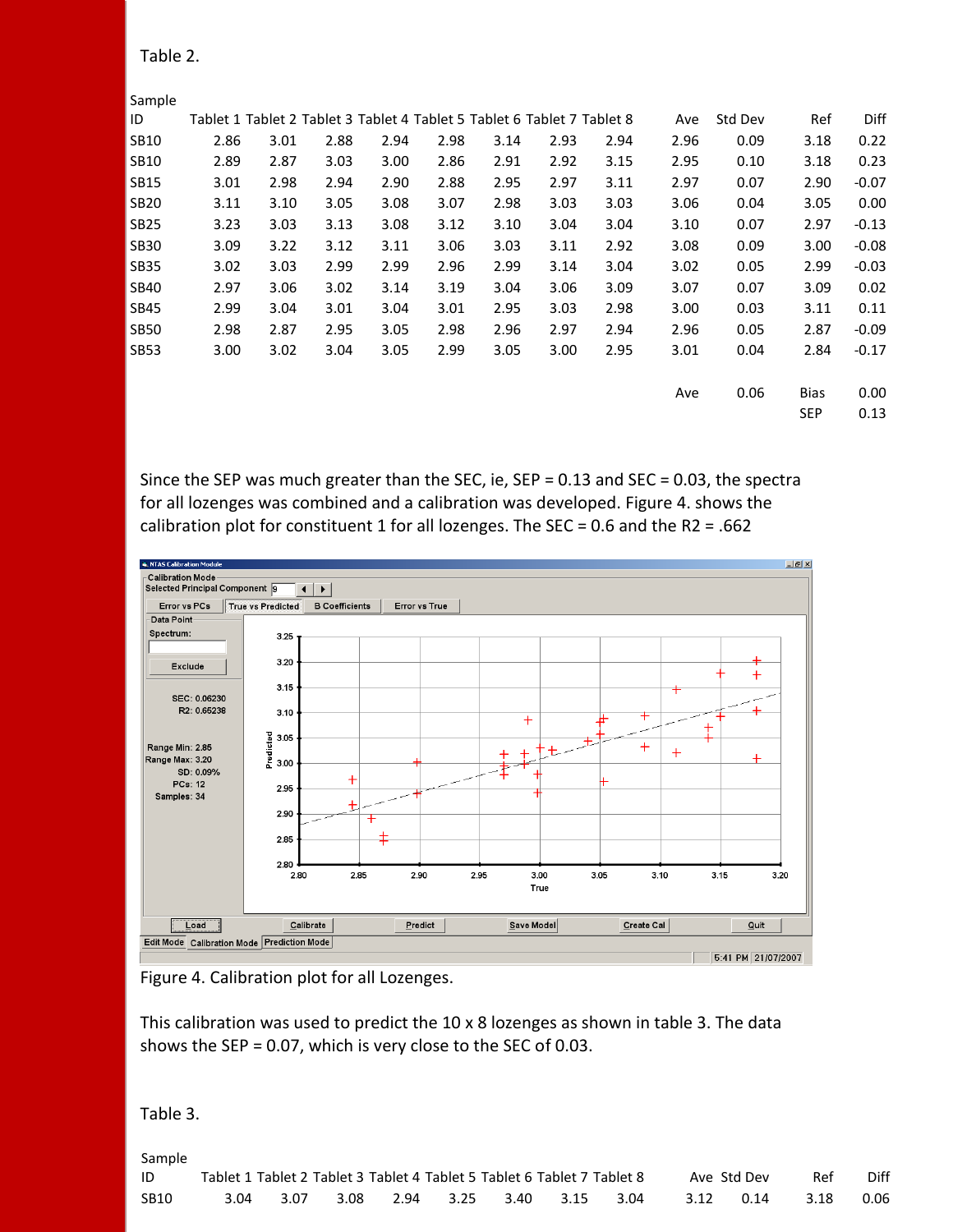Table 2.

| Sample ID | Tablet 1 | Tablet 2 | Tablet 3 | Tablet 4 | Tablet 5 | Tablet 6 | Tablet 7 | Tablet 8 | Ave | Std Dev | Ref | Diff |
|---|---|---|---|---|---|---|---|---|---|---|---|---|
| SB10 | 2.86 | 3.01 | 2.88 | 2.94 | 2.98 | 3.14 | 2.93 | 2.94 | 2.96 | 0.09 | 3.18 | 0.22 |
| SB10 | 2.89 | 2.87 | 3.03 | 3.00 | 2.86 | 2.91 | 2.92 | 3.15 | 2.95 | 0.10 | 3.18 | 0.23 |
| SB15 | 3.01 | 2.98 | 2.94 | 2.90 | 2.88 | 2.95 | 2.97 | 3.11 | 2.97 | 0.07 | 2.90 | -0.07 |
| SB20 | 3.11 | 3.10 | 3.05 | 3.08 | 3.07 | 2.98 | 3.03 | 3.03 | 3.06 | 0.04 | 3.05 | 0.00 |
| SB25 | 3.23 | 3.03 | 3.13 | 3.08 | 3.12 | 3.10 | 3.04 | 3.04 | 3.10 | 0.07 | 2.97 | -0.13 |
| SB30 | 3.09 | 3.22 | 3.12 | 3.11 | 3.06 | 3.03 | 3.11 | 2.92 | 3.08 | 0.09 | 3.00 | -0.08 |
| SB35 | 3.02 | 3.03 | 2.99 | 2.99 | 2.96 | 2.99 | 3.14 | 3.04 | 3.02 | 0.05 | 2.99 | -0.03 |
| SB40 | 2.97 | 3.06 | 3.02 | 3.14 | 3.19 | 3.04 | 3.06 | 3.09 | 3.07 | 0.07 | 3.09 | 0.02 |
| SB45 | 2.99 | 3.04 | 3.01 | 3.04 | 3.01 | 2.95 | 3.03 | 2.98 | 3.00 | 0.03 | 3.11 | 0.11 |
| SB50 | 2.98 | 2.87 | 2.95 | 3.05 | 2.98 | 2.96 | 2.97 | 2.94 | 2.96 | 0.05 | 2.87 | -0.09 |
| SB53 | 3.00 | 3.02 | 3.04 | 3.05 | 2.99 | 3.05 | 3.00 | 2.95 | 3.01 | 0.04 | 2.84 | -0.17 |
| | | | | | | | | | Ave | 0.06 | Bias | 0.00 |
| | | | | | | | | | | | SEP | 0.13 |

Since the SEP was much greater than the SEC, ie, SEP = 0.13 and SEC = 0.03, the spectra for all lozenges was combined and a calibration was developed. Figure 4. shows the calibration plot for constituent 1 for all lozenges. The SEC = 0.6 and the R2 = .662

Figure 4. Calibration plot for all Lozenges.

This calibration was used to predict the 10 x 8 lozenges as shown in table 3. The data shows the SEP = 0.07, which is very close to the SEC of 0.03.

Table 3.

| Sample ID | Tablet 1 | Tablet 2 | Tablet 3 | Tablet 4 | Tablet 5 | Tablet 6 | Tablet 7 | Tablet 8 | Ave | Std Dev | Ref | Diff |
|---|---|---|---|---|---|---|---|---|---|---|---|---|
| SB10 | 3.04 | 3.07 | 3.08 | 2.94 | 3.25 | 3.40 | 3.15 | 3.04 | 3.12 | 0.14 | 3.18 | 0.06 |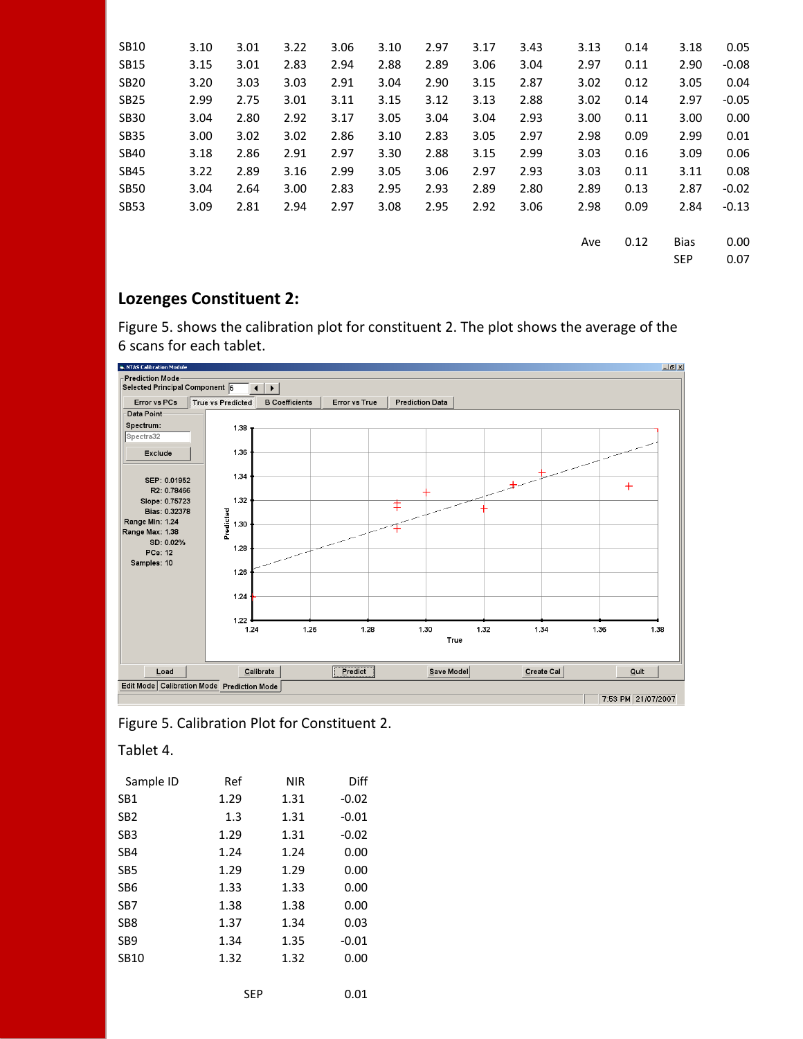| | | | | | | | | | | | |
|---|---|---|---|---|---|---|---|---|---|---|---|
| SB10 | 3.10 | 3.01 | 3.22 | 3.06 | 3.10 | 2.97 | 3.17 | 3.43 | 3.13 | 0.14 | 3.18 | 0.05 |
| SB15 | 3.15 | 3.01 | 2.83 | 2.94 | 2.88 | 2.89 | 3.06 | 3.04 | 2.97 | 0.11 | 2.90 | -0.08 |
| SB20 | 3.20 | 3.03 | 3.03 | 2.91 | 3.04 | 2.90 | 3.15 | 2.87 | 3.02 | 0.12 | 3.05 | 0.04 |
| SB25 | 2.99 | 2.75 | 3.01 | 3.11 | 3.15 | 3.12 | 3.13 | 2.88 | 3.02 | 0.14 | 2.97 | -0.05 |
| SB30 | 3.04 | 2.80 | 2.92 | 3.17 | 3.05 | 3.04 | 3.04 | 2.93 | 3.00 | 0.11 | 3.00 | 0.00 |
| SB35 | 3.00 | 3.02 | 3.02 | 2.86 | 3.10 | 2.83 | 3.05 | 2.97 | 2.98 | 0.09 | 2.99 | 0.01 |
| SB40 | 3.18 | 2.86 | 2.91 | 2.97 | 3.30 | 2.88 | 3.15 | 2.99 | 3.03 | 0.16 | 3.09 | 0.06 |
| SB45 | 3.22 | 2.89 | 3.16 | 2.99 | 3.05 | 3.06 | 2.97 | 2.93 | 3.03 | 0.11 | 3.11 | 0.08 |
| SB50 | 3.04 | 2.64 | 3.00 | 2.83 | 2.95 | 2.93 | 2.89 | 2.80 | 2.89 | 0.13 | 2.87 | -0.02 |
| SB53 | 3.09 | 2.81 | 2.94 | 2.97 | 3.08 | 2.95 | 2.92 | 3.06 | 2.98 | 0.09 | 2.84 | -0.13 |
| | | | | | | | | | Ave | 0.12 | Bias | 0.00 |
| | | | | | | | | | | | SEP | 0.07 |

## Lozenges Constituent 2:

Figure 5. shows the calibration plot for constituent 2. The plot shows the average of the 6 scans for each tablet.

Figure 5. Calibration Plot for Constituent 2.

Tablet 4.

| Sample ID | Ref | NIR | Diff |
|---|---|---|---|
| SB1 | 1.29 | 1.31 | -0.02 |
| SB2 | 1.3 | 1.31 | -0.01 |
| SB3 | 1.29 | 1.31 | -0.02 |
| SB4 | 1.24 | 1.24 | 0.00 |
| SB5 | 1.29 | 1.29 | 0.00 |
| SB6 | 1.33 | 1.33 | 0.00 |
| SB7 | 1.38 | 1.38 | 0.00 |
| SB8 | 1.37 | 1.34 | 0.03 |
| SB9 | 1.34 | 1.35 | -0.01 |
| SB10 | 1.32 | 1.32 | 0.00 |
| | | SEP | 0.01 |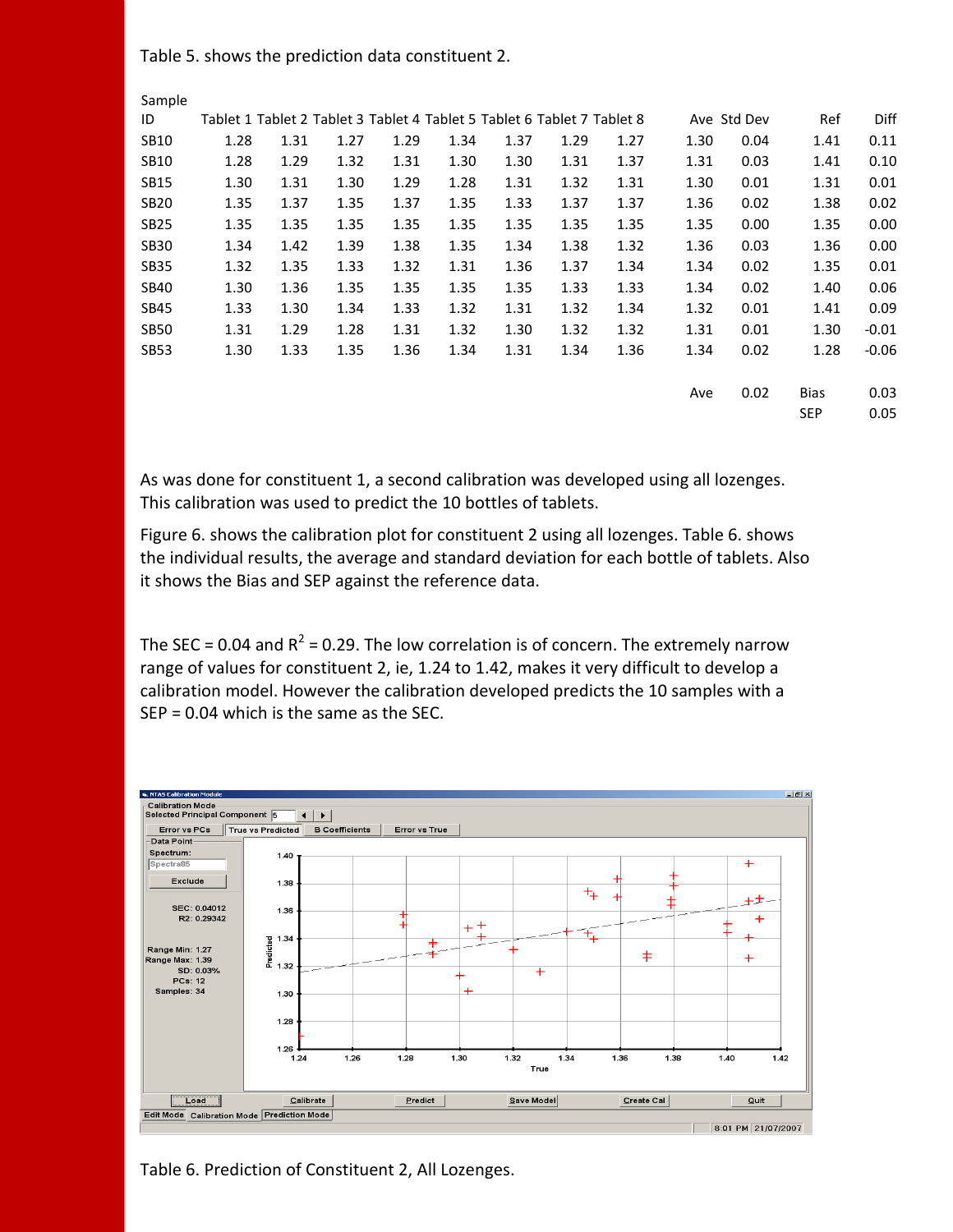Table 5. shows the prediction data constituent 2.

| Sample ID | Tablet 1 | Tablet 2 | Tablet 3 | Tablet 4 | Tablet 5 | Tablet 6 | Tablet 7 | Tablet 8 | Ave | Std Dev | Ref | Diff |
|---|---|---|---|---|---|---|---|---|---|---|---|---|
| SB10 | 1.28 | 1.31 | 1.27 | 1.29 | 1.34 | 1.37 | 1.29 | 1.27 | 1.30 | 0.04 | 1.41 | 0.11 |
| SB10 | 1.28 | 1.29 | 1.32 | 1.31 | 1.30 | 1.30 | 1.31 | 1.37 | 1.31 | 0.03 | 1.41 | 0.10 |
| SB15 | 1.30 | 1.31 | 1.30 | 1.29 | 1.28 | 1.31 | 1.32 | 1.31 | 1.30 | 0.01 | 1.31 | 0.01 |
| SB20 | 1.35 | 1.37 | 1.35 | 1.37 | 1.35 | 1.33 | 1.37 | 1.37 | 1.36 | 0.02 | 1.38 | 0.02 |
| SB25 | 1.35 | 1.35 | 1.35 | 1.35 | 1.35 | 1.35 | 1.35 | 1.35 | 1.35 | 0.00 | 1.35 | 0.00 |
| SB30 | 1.34 | 1.42 | 1.39 | 1.38 | 1.35 | 1.34 | 1.38 | 1.32 | 1.36 | 0.03 | 1.36 | 0.00 |
| SB35 | 1.32 | 1.35 | 1.33 | 1.32 | 1.31 | 1.36 | 1.37 | 1.34 | 1.34 | 0.02 | 1.35 | 0.01 |
| SB40 | 1.30 | 1.36 | 1.35 | 1.35 | 1.35 | 1.35 | 1.33 | 1.33 | 1.34 | 0.02 | 1.40 | 0.06 |
| SB45 | 1.33 | 1.30 | 1.34 | 1.33 | 1.32 | 1.31 | 1.32 | 1.34 | 1.32 | 0.01 | 1.41 | 0.09 |
| SB50 | 1.31 | 1.29 | 1.28 | 1.31 | 1.32 | 1.30 | 1.32 | 1.32 | 1.31 | 0.01 | 1.30 | -0.01 |
| SB53 | 1.30 | 1.33 | 1.35 | 1.36 | 1.34 | 1.31 | 1.34 | 1.36 | 1.34 | 0.02 | 1.28 | -0.06 |
| | | | | | | | | | Ave | 0.02 | Bias | 0.03 |
| | | | | | | | | | | | SEP | 0.05 |

As was done for constituent 1, a second calibration was developed using all lozenges. This calibration was used to predict the 10 bottles of tablets.

Figure 6. shows the calibration plot for constituent 2 using all lozenges. Table 6. shows the individual results, the average and standard deviation for each bottle of tablets. Also it shows the Bias and SEP against the reference data.

The SEC = 0.04 and $R^2$ = 0.29. The low correlation is of concern. The extremely narrow range of values for constituent 2, ie, 1.24 to 1.42, makes it very difficult to develop a calibration model. However the calibration developed predicts the 10 samples with a SEP = 0.04 which is the same as the SEC.

Table 6. Prediction of Constituent 2, All Lozenges.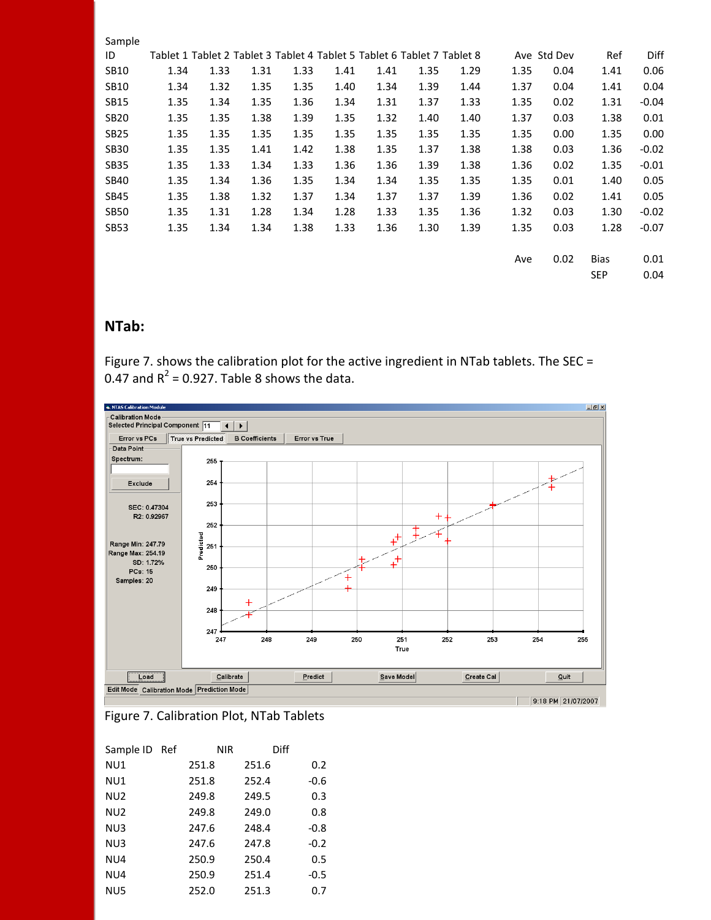| Sample ID | Tablet 1 | Tablet 2 | Tablet 3 | Tablet 4 | Tablet 5 | Tablet 6 | Tablet 7 | Tablet 8 | Ave | Std Dev | Ref | Diff |
|---|---|---|---|---|---|---|---|---|---|---|---|---|
| SB10 | 1.34 | 1.33 | 1.31 | 1.33 | 1.41 | 1.41 | 1.35 | 1.29 | 1.35 | 0.04 | 1.41 | 0.06 |
| SB10 | 1.34 | 1.32 | 1.35 | 1.35 | 1.40 | 1.34 | 1.39 | 1.44 | 1.37 | 0.04 | 1.41 | 0.04 |
| SB15 | 1.35 | 1.34 | 1.35 | 1.36 | 1.34 | 1.31 | 1.37 | 1.33 | 1.35 | 0.02 | 1.31 | -0.04 |
| SB20 | 1.35 | 1.35 | 1.38 | 1.39 | 1.35 | 1.32 | 1.40 | 1.40 | 1.37 | 0.03 | 1.38 | 0.01 |
| SB25 | 1.35 | 1.35 | 1.35 | 1.35 | 1.35 | 1.35 | 1.35 | 1.35 | 1.35 | 0.00 | 1.35 | 0.00 |
| SB30 | 1.35 | 1.35 | 1.41 | 1.42 | 1.38 | 1.35 | 1.37 | 1.38 | 1.38 | 0.03 | 1.36 | -0.02 |
| SB35 | 1.35 | 1.33 | 1.34 | 1.33 | 1.36 | 1.36 | 1.39 | 1.38 | 1.36 | 0.02 | 1.35 | -0.01 |
| SB40 | 1.35 | 1.34 | 1.36 | 1.35 | 1.34 | 1.34 | 1.35 | 1.35 | 1.35 | 0.01 | 1.40 | 0.05 |
| SB45 | 1.35 | 1.38 | 1.32 | 1.37 | 1.34 | 1.37 | 1.37 | 1.39 | 1.36 | 0.02 | 1.41 | 0.05 |
| SB50 | 1.35 | 1.31 | 1.28 | 1.34 | 1.28 | 1.33 | 1.35 | 1.36 | 1.32 | 0.03 | 1.30 | -0.02 |
| SB53 | 1.35 | 1.34 | 1.34 | 1.38 | 1.33 | 1.36 | 1.30 | 1.39 | 1.35 | 0.03 | 1.28 | -0.07 |
| | | | | | | | | | Ave | 0.02 | Bias | 0.01 |
| | | | | | | | | | | | SEP | 0.04 |

## NTab:

Figure 7. shows the calibration plot for the active ingredient in NTab tablets. The SEC = 0.47 and $R^2$ = 0.927. Table 8 shows the data.

Figure 7. Calibration Plot, NTab Tablets

| Sample ID | Ref | NIR | Diff |
|---|---|---|---|
| NU1 | 251.8 | 251.6 | 0.2 |
| NU1 | 251.8 | 252.4 | -0.6 |
| NU2 | 249.8 | 249.5 | 0.3 |
| NU2 | 249.8 | 249.0 | 0.8 |
| NU3 | 247.6 | 248.4 | -0.8 |
| NU3 | 247.6 | 247.8 | -0.2 |
| NU4 | 250.9 | 250.4 | 0.5 |
| NU4 | 250.9 | 251.4 | -0.5 |
| NU5 | 252.0 | 251.3 | 0.7 |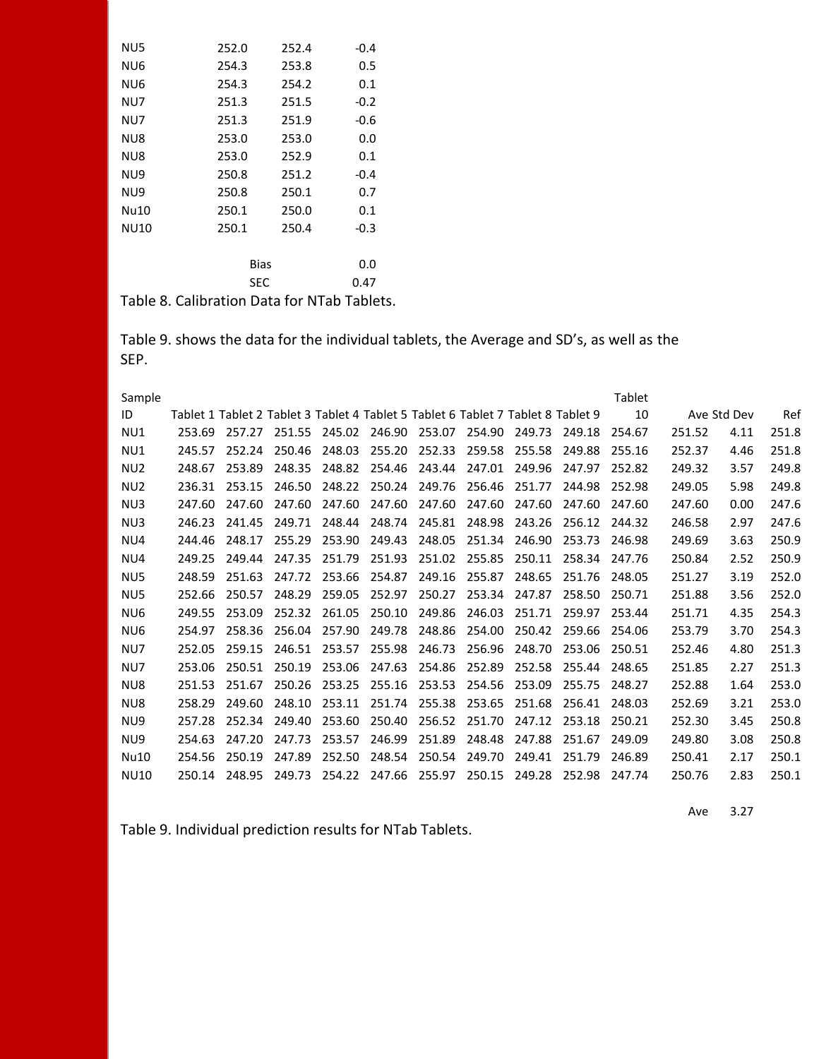| | | | |
|---|---|---|---|
| NU5 | 252.0 | 252.4 | -0.4 |
| NU6 | 254.3 | 253.8 | 0.5 |
| NU6 | 254.3 | 254.2 | 0.1 |
| NU7 | 251.3 | 251.5 | -0.2 |
| NU7 | 251.3 | 251.9 | -0.6 |
| NU8 | 253.0 | 253.0 | 0.0 |
| NU8 | 253.0 | 252.9 | 0.1 |
| NU9 | 250.8 | 251.2 | -0.4 |
| NU9 | 250.8 | 250.1 | 0.7 |
| Nu10 | 250.1 | 250.0 | 0.1 |
| NU10 | 250.1 | 250.4 | -0.3 |
| | | | |
| | | Bias | 0.0 |
| | | SEC | 0.47 |

Table 8. Calibration Data for NTab Tablets.

Table 9. shows the data for the individual tablets, the Average and SD's, as well as the SEP.

| Sample ID | Tablet 1 | Tablet 2 | Tablet 3 | Tablet 4 | Tablet 5 | Tablet 6 | Tablet 7 | Tablet 8 | Tablet 9 | Tablet 10 | Ave | Std Dev | Ref |
|---|---|---|---|---|---|---|---|---|---|---|---|---|---|
| NU1 | 253.69 | 257.27 | 251.55 | 245.02 | 246.90 | 253.07 | 254.90 | 249.73 | 249.18 | 254.67 | 251.52 | 4.11 | 251.8 |
| NU1 | 245.57 | 252.24 | 250.46 | 248.03 | 255.20 | 252.33 | 259.58 | 255.58 | 249.88 | 255.16 | 252.37 | 4.46 | 251.8 |
| NU2 | 248.67 | 253.89 | 248.35 | 248.82 | 254.46 | 243.44 | 247.01 | 249.96 | 247.97 | 252.82 | 249.32 | 3.57 | 249.8 |
| NU2 | 236.31 | 253.15 | 246.50 | 248.22 | 250.24 | 249.76 | 256.46 | 251.77 | 244.98 | 252.98 | 249.05 | 5.98 | 249.8 |
| NU3 | 247.60 | 247.60 | 247.60 | 247.60 | 247.60 | 247.60 | 247.60 | 247.60 | 247.60 | 247.60 | 247.60 | 0.00 | 247.6 |
| NU3 | 246.23 | 241.45 | 249.71 | 248.44 | 248.74 | 245.81 | 248.98 | 243.26 | 256.12 | 244.32 | 246.58 | 2.97 | 247.6 |
| NU4 | 244.46 | 248.17 | 255.29 | 253.90 | 249.43 | 248.05 | 251.34 | 246.90 | 253.73 | 246.98 | 249.69 | 3.63 | 250.9 |
| NU4 | 249.25 | 249.44 | 247.35 | 251.79 | 251.93 | 251.02 | 255.85 | 250.11 | 258.34 | 247.76 | 250.84 | 2.52 | 250.9 |
| NU5 | 248.59 | 251.63 | 247.72 | 253.66 | 254.87 | 249.16 | 255.87 | 248.65 | 251.76 | 248.05 | 251.27 | 3.19 | 252.0 |
| NU5 | 252.66 | 250.57 | 248.29 | 259.05 | 252.97 | 250.27 | 253.34 | 247.87 | 258.50 | 250.71 | 251.88 | 3.56 | 252.0 |
| NU6 | 249.55 | 253.09 | 252.32 | 261.05 | 250.10 | 249.86 | 246.03 | 251.71 | 259.97 | 253.44 | 251.71 | 4.35 | 254.3 |
| NU6 | 254.97 | 258.36 | 256.04 | 257.90 | 249.78 | 248.86 | 254.00 | 250.42 | 259.66 | 254.06 | 253.79 | 3.70 | 254.3 |
| NU7 | 252.05 | 259.15 | 246.51 | 253.57 | 255.98 | 246.73 | 256.96 | 248.70 | 253.06 | 250.51 | 252.46 | 4.80 | 251.3 |
| NU7 | 253.06 | 250.51 | 250.19 | 253.06 | 247.63 | 254.86 | 252.89 | 252.58 | 255.44 | 248.65 | 251.85 | 2.27 | 251.3 |
| NU8 | 251.53 | 251.67 | 250.26 | 253.25 | 255.16 | 253.53 | 254.56 | 253.09 | 255.75 | 248.27 | 252.88 | 1.64 | 253.0 |
| NU8 | 258.29 | 249.60 | 248.10 | 253.11 | 251.74 | 255.38 | 253.65 | 251.68 | 256.41 | 248.03 | 252.69 | 3.21 | 253.0 |
| NU9 | 257.28 | 252.34 | 249.40 | 253.60 | 250.40 | 256.52 | 251.70 | 247.12 | 253.18 | 250.21 | 252.30 | 3.45 | 250.8 |
| NU9 | 254.63 | 247.20 | 247.73 | 253.57 | 246.99 | 251.89 | 248.48 | 247.88 | 251.67 | 249.09 | 249.80 | 3.08 | 250.8 |
| Nu10 | 254.56 | 250.19 | 247.89 | 252.50 | 248.54 | 250.54 | 249.70 | 249.41 | 251.79 | 246.89 | 250.41 | 2.17 | 250.1 |
| NU10 | 250.14 | 248.95 | 249.73 | 254.22 | 247.66 | 255.97 | 250.15 | 249.28 | 252.98 | 247.74 | 250.76 | 2.83 | 250.1 |
| | | | | | | | | | | | Ave | 3.27 | |

Table 9. Individual prediction results for NTab Tablets.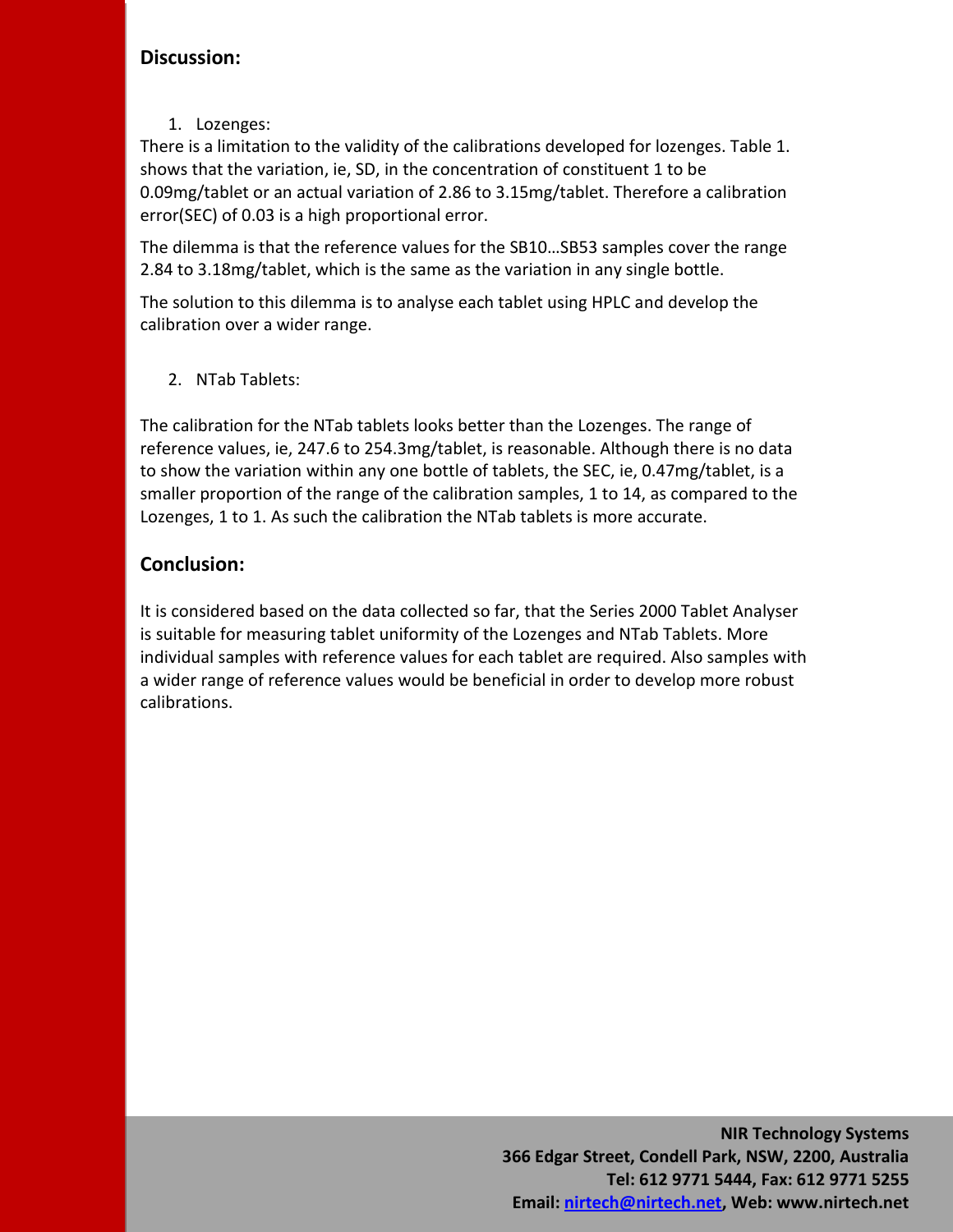## Discussion:

1. Lozenges:

There is a limitation to the validity of the calibrations developed for lozenges. Table 1. shows that the variation, ie, SD, in the concentration of constituent 1 to be 0.09mg/tablet or an actual variation of 2.86 to 3.15mg/tablet. Therefore a calibration error(SEC) of 0.03 is a high proportional error.

The dilemma is that the reference values for the SB10…SB53 samples cover the range 2.84 to 3.18mg/tablet, which is the same as the variation in any single bottle.

The solution to this dilemma is to analyse each tablet using HPLC and develop the calibration over a wider range.

2. NTab Tablets:

The calibration for the NTab tablets looks better than the Lozenges. The range of reference values, ie, 247.6 to 254.3mg/tablet, is reasonable. Although there is no data to show the variation within any one bottle of tablets, the SEC, ie, 0.47mg/tablet, is a smaller proportion of the range of the calibration samples, 1 to 14, as compared to the Lozenges, 1 to 1. As such the calibration the NTab tablets is more accurate.

## Conclusion:

It is considered based on the data collected so far, that the Series 2000 Tablet Analyser is suitable for measuring tablet uniformity of the Lozenges and NTab Tablets. More individual samples with reference values for each tablet are required. Also samples with a wider range of reference values would be beneficial in order to develop more robust calibrations.

**NIR Technology Systems**
**366 Edgar Street, Condell Park, NSW, 2200, Australia**
**Tel: 612 9771 5444, Fax: 612 9771 5255**
**Email: nirtech@nirtech.net, Web: www.nirtech.net**